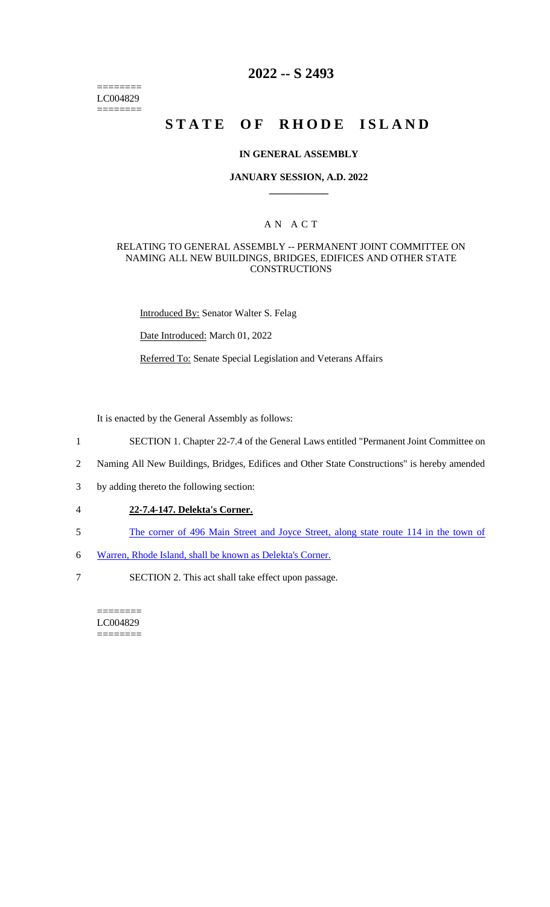========
LC004829
========

# 2022 -- S 2493

# STATE OF RHODE ISLAND

## IN GENERAL ASSEMBLY

### JANUARY SESSION, A.D. 2022

## A N A C T

RELATING TO GENERAL ASSEMBLY -- PERMANENT JOINT COMMITTEE ON NAMING ALL NEW BUILDINGS, BRIDGES, EDIFICES AND OTHER STATE CONSTRUCTIONS

Introduced By: Senator Walter S. Felag

Date Introduced: March 01, 2022

Referred To: Senate Special Legislation and Veterans Affairs

It is enacted by the General Assembly as follows:

1 SECTION 1. Chapter 22-7.4 of the General Laws entitled "Permanent Joint Committee on
2 Naming All New Buildings, Bridges, Edifices and Other State Constructions" is hereby amended
3 by adding thereto the following section:

4 **22-7.4-147. Delekta's Corner.**

5 The corner of 496 Main Street and Joyce Street, along state route 114 in the town of
6 Warren, Rhode Island, shall be known as Delekta's Corner.

7 SECTION 2. This act shall take effect upon passage.

========
LC004829
========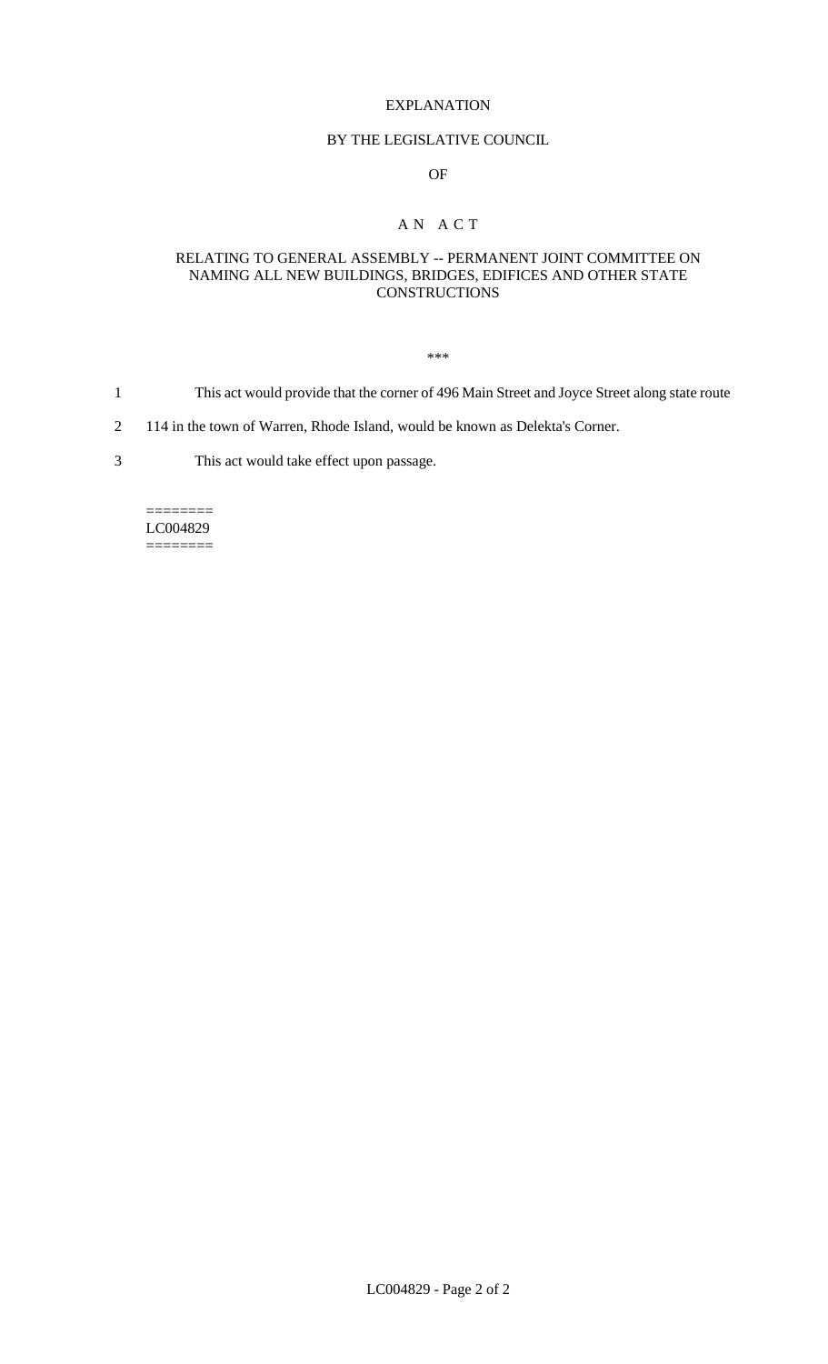EXPLANATION

BY THE LEGISLATIVE COUNCIL

OF

# A N A C T

RELATING TO GENERAL ASSEMBLY -- PERMANENT JOINT COMMITTEE ON NAMING ALL NEW BUILDINGS, BRIDGES, EDIFICES AND OTHER STATE CONSTRUCTIONS

\*\*\*

1 This act would provide that the corner of 496 Main Street and Joyce Street along state route
2 114 in the town of Warren, Rhode Island, would be known as Delekta's Corner.
3 This act would take effect upon passage.

========
LC004829
========